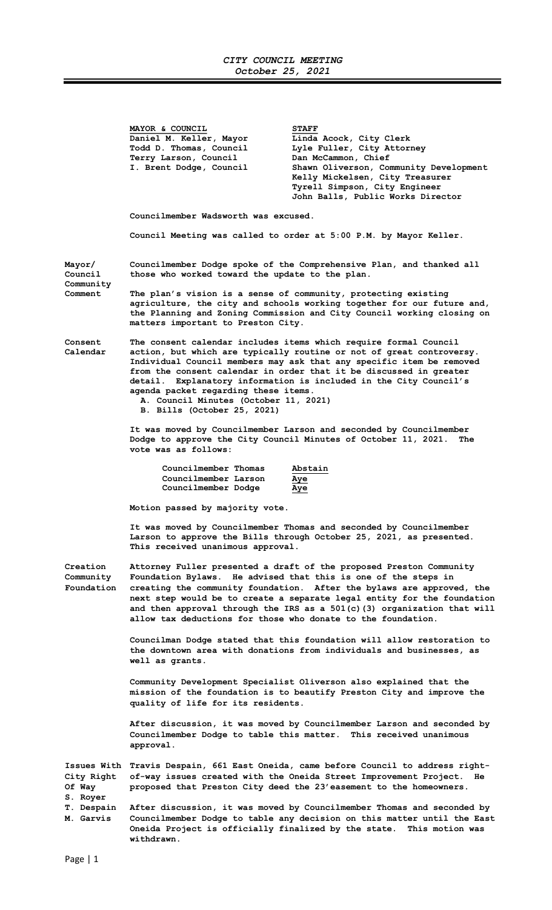# *CITY COUNCIL MEETING*
*October 25, 2021*

| MAYOR & COUNCIL | STAFF |
|---|---|
| Daniel M. Keller, Mayor | Linda Acock, City Clerk |
| Todd D. Thomas, Council | Lyle Fuller, City Attorney |
| Terry Larson, Council | Dan McCammon, Chief |
| I. Brent Dodge, Council | Shawn Oliverson, Community Development |
| | Kelly Mickelsen, City Treasurer |
| | Tyrell Simpson, City Engineer |
| | John Balls, Public Works Director |

**Councilmember Wadsworth was excused.**

**Council Meeting was called to order at 5:00 P.M. by Mayor Keller.**

**Mayor/ Council Community Comment**

**Councilmember Dodge spoke of the Comprehensive Plan, and thanked all those who worked toward the update to the plan.**

**The plan's vision is a sense of community, protecting existing agriculture, the city and schools working together for our future and, the Planning and Zoning Commission and City Council working closing on matters important to Preston City.**

**Consent Calendar**

**The consent calendar includes items which require formal Council action, but which are typically routine or not of great controversy. Individual Council members may ask that any specific item be removed from the consent calendar in order that it be discussed in greater detail. Explanatory information is included in the City Council's agenda packet regarding these items.**

**A. Council Minutes (October 11, 2021)**
**B. Bills (October 25, 2021)**

**It was moved by Councilmember Larson and seconded by Councilmember Dodge to approve the City Council Minutes of October 11, 2021. The vote was as follows:**

| | |
|---|---|
| Councilmember Thomas | Abstain |
| Councilmember Larson | Aye |
| Councilmember Dodge | Aye |

**Motion passed by majority vote.**

**It was moved by Councilmember Thomas and seconded by Councilmember Larson to approve the Bills through October 25, 2021, as presented. This received unanimous approval.**

**Creation Community Foundation**

**Attorney Fuller presented a draft of the proposed Preston Community Foundation Bylaws. He advised that this is one of the steps in creating the community foundation. After the bylaws are approved, the next step would be to create a separate legal entity for the foundation and then approval through the IRS as a 501(c)(3) organization that will allow tax deductions for those who donate to the foundation.**

**Councilman Dodge stated that this foundation will allow restoration to the downtown area with donations from individuals and businesses, as well as grants.**

**Community Development Specialist Oliverson also explained that the mission of the foundation is to beautify Preston City and improve the quality of life for its residents.**

**After discussion, it was moved by Councilmember Larson and seconded by Councilmember Dodge to table this matter. This received unanimous approval.**

**Issues With City Right Of Way S. Royer T. Despain M. Garvis**

**Travis Despain, 661 East Oneida, came before Council to address right-of-way issues created with the Oneida Street Improvement Project. He proposed that Preston City deed the 23'easement to the homeowners.**

**After discussion, it was moved by Councilmember Thomas and seconded by Councilmember Dodge to table any decision on this matter until the East Oneida Project is officially finalized by the state. This motion was withdrawn.**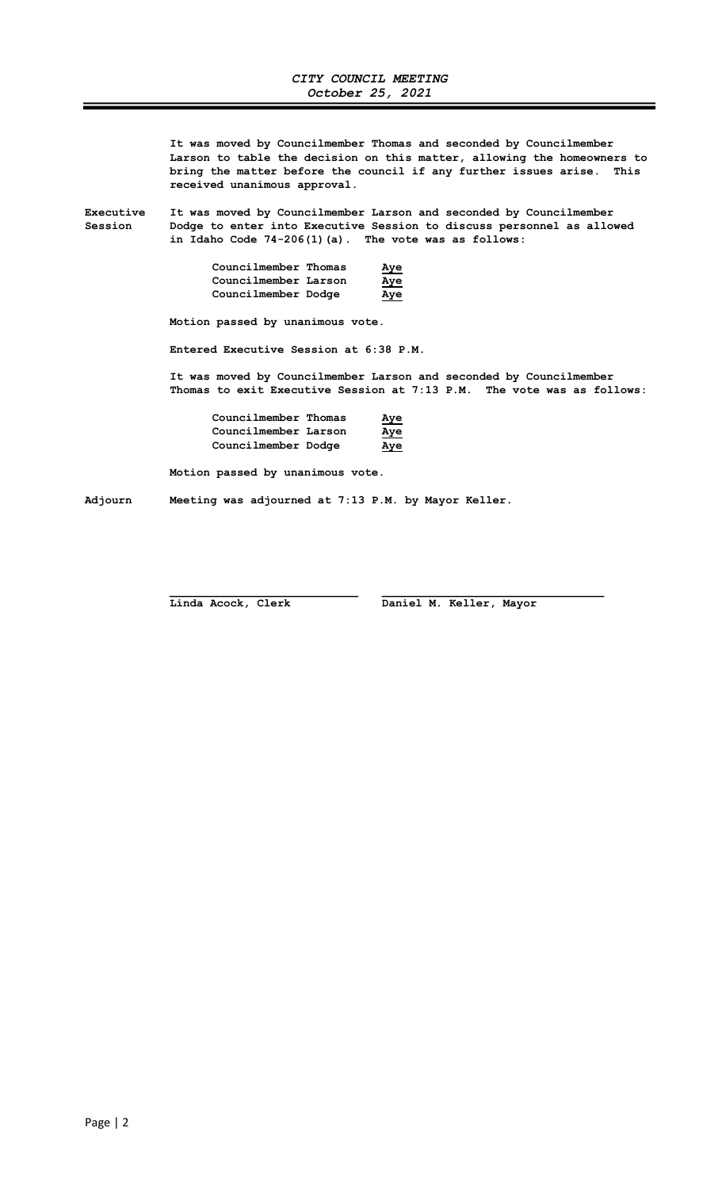It was moved by Councilmember Thomas and seconded by Councilmember Larson to table the decision on this matter, allowing the homeowners to bring the matter before the council if any further issues arise. This received unanimous approval.

**Executive Session** It was moved by Councilmember Larson and seconded by Councilmember Dodge to enter into Executive Session to discuss personnel as allowed in Idaho Code 74-206(1)(a). The vote was as follows:

| | |
|---|---|
| Councilmember Thomas | Aye |
| Councilmember Larson | Aye |
| Councilmember Dodge | Aye |

Motion passed by unanimous vote.

Entered Executive Session at 6:38 P.M.

It was moved by Councilmember Larson and seconded by Councilmember Thomas to exit Executive Session at 7:13 P.M. The vote was as follows:

| | |
|---|---|
| Councilmember Thomas | Aye |
| Councilmember Larson | Aye |
| Councilmember Dodge | Aye |

Motion passed by unanimous vote.

**Adjourn** Meeting was adjourned at 7:13 P.M. by Mayor Keller.

\_\_\_\_\_\_\_\_\_\_\_\_\_\_\_\_\_\_\_\_\_\_\_\_\_ \_\_\_\_\_\_\_\_\_\_\_\_\_\_\_\_\_\_\_\_\_\_\_\_\_\_\_\_\_\_

Linda Acock, Clerk Daniel M. Keller, Mayor